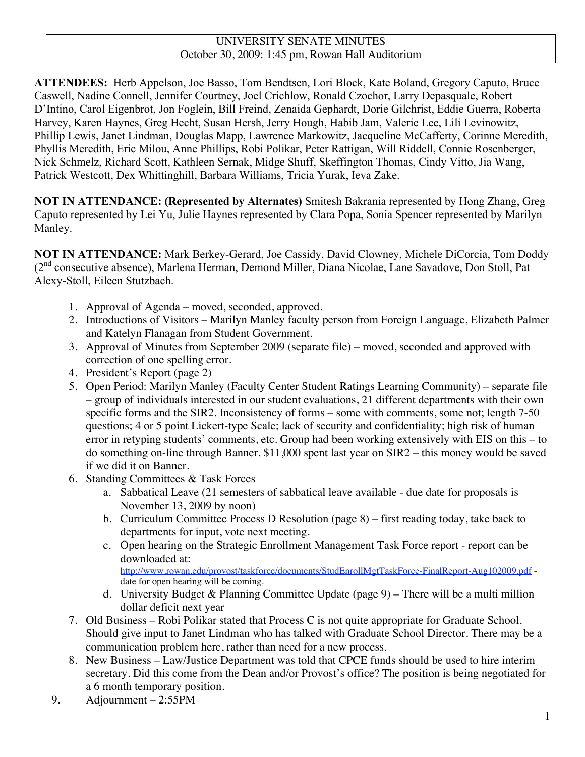# UNIVERSITY SENATE MINUTES
October 30, 2009: 1:45 pm, Rowan Hall Auditorium

**ATTENDEES:** Herb Appelson, Joe Basso, Tom Bendtsen, Lori Block, Kate Boland, Gregory Caputo, Bruce Caswell, Nadine Connell, Jennifer Courtney, Joel Crichlow, Ronald Czochor, Larry Depasquale, Robert D'Intino, Carol Eigenbrot, Jon Foglein, Bill Freind, Zenaida Gephardt, Dorie Gilchrist, Eddie Guerra, Roberta Harvey, Karen Haynes, Greg Hecht, Susan Hersh, Jerry Hough, Habib Jam, Valerie Lee, Lili Levinowitz, Phillip Lewis, Janet Lindman, Douglas Mapp, Lawrence Markowitz, Jacqueline McCafferty, Corinne Meredith, Phyllis Meredith, Eric Milou, Anne Phillips, Robi Polikar, Peter Rattigan, Will Riddell, Connie Rosenberger, Nick Schmelz, Richard Scott, Kathleen Sernak, Midge Shuff, Skeffington Thomas, Cindy Vitto, Jia Wang, Patrick Westcott, Dex Whittinghill, Barbara Williams, Tricia Yurak, Ieva Zake.

**NOT IN ATTENDANCE: (Represented by Alternates)** Smitesh Bakrania represented by Hong Zhang, Greg Caputo represented by Lei Yu, Julie Haynes represented by Clara Popa, Sonia Spencer represented by Marilyn Manley.

**NOT IN ATTENDANCE:** Mark Berkey-Gerard, Joe Cassidy, David Clowney, Michele DiCorcia, Tom Doddy (2nd consecutive absence), Marlena Herman, Demond Miller, Diana Nicolae, Lane Savadove, Don Stoll, Pat Alexy-Stoll, Eileen Stutzbach.

1. Approval of Agenda – moved, seconded, approved.
2. Introductions of Visitors – Marilyn Manley faculty person from Foreign Language, Elizabeth Palmer and Katelyn Flanagan from Student Government.
3. Approval of Minutes from September 2009 (separate file) – moved, seconded and approved with correction of one spelling error.
4. President's Report (page 2)
5. Open Period: Marilyn Manley (Faculty Center Student Ratings Learning Community) – separate file – group of individuals interested in our student evaluations, 21 different departments with their own specific forms and the SIR2. Inconsistency of forms – some with comments, some not; length 7-50 questions; 4 or 5 point Lickert-type Scale; lack of security and confidentiality; high risk of human error in retyping students' comments, etc. Group had been working extensively with EIS on this – to do something on-line through Banner. $11,000 spent last year on SIR2 – this money would be saved if we did it on Banner.
6. Standing Committees & Task Forces
   a. Sabbatical Leave (21 semesters of sabbatical leave available - due date for proposals is November 13, 2009 by noon)
   b. Curriculum Committee Process D Resolution (page 8) – first reading today, take back to departments for input, vote next meeting.
   c. Open hearing on the Strategic Enrollment Management Task Force report - report can be downloaded at: http://www.rowan.edu/provost/taskforce/documents/StudEnrollMgtTaskForce-FinalReport-Aug102009.pdf - date for open hearing will be coming.
   d. University Budget & Planning Committee Update (page 9) – There will be a multi million dollar deficit next year
7. Old Business – Robi Polikar stated that Process C is not quite appropriate for Graduate School. Should give input to Janet Lindman who has talked with Graduate School Director. There may be a communication problem here, rather than need for a new process.
8. New Business – Law/Justice Department was told that CPCE funds should be used to hire interim secretary. Did this come from the Dean and/or Provost's office? The position is being negotiated for a 6 month temporary position.
9. Adjournment – 2:55PM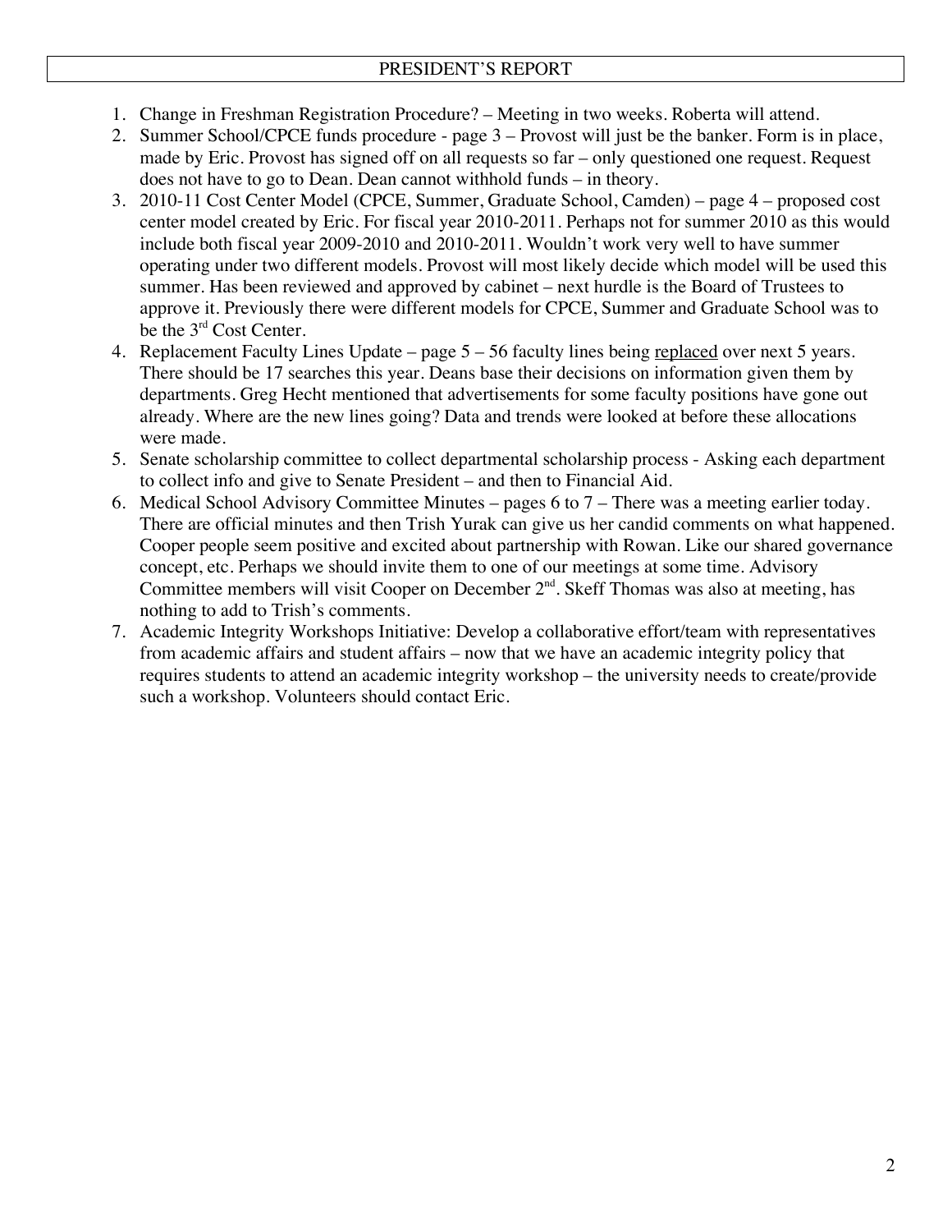## PRESIDENT'S REPORT

1. Change in Freshman Registration Procedure? – Meeting in two weeks. Roberta will attend.
2. Summer School/CPCE funds procedure - page 3 – Provost will just be the banker. Form is in place, made by Eric. Provost has signed off on all requests so far – only questioned one request. Request does not have to go to Dean. Dean cannot withhold funds – in theory.
3. 2010-11 Cost Center Model (CPCE, Summer, Graduate School, Camden) – page 4 – proposed cost center model created by Eric. For fiscal year 2010-2011. Perhaps not for summer 2010 as this would include both fiscal year 2009-2010 and 2010-2011. Wouldn't work very well to have summer operating under two different models. Provost will most likely decide which model will be used this summer. Has been reviewed and approved by cabinet – next hurdle is the Board of Trustees to approve it. Previously there were different models for CPCE, Summer and Graduate School was to be the 3rd Cost Center.
4. Replacement Faculty Lines Update – page 5 – 56 faculty lines being <u>replaced</u> over next 5 years. There should be 17 searches this year. Deans base their decisions on information given them by departments. Greg Hecht mentioned that advertisements for some faculty positions have gone out already. Where are the new lines going? Data and trends were looked at before these allocations were made.
5. Senate scholarship committee to collect departmental scholarship process - Asking each department to collect info and give to Senate President – and then to Financial Aid.
6. Medical School Advisory Committee Minutes – pages 6 to 7 – There was a meeting earlier today. There are official minutes and then Trish Yurak can give us her candid comments on what happened. Cooper people seem positive and excited about partnership with Rowan. Like our shared governance concept, etc. Perhaps we should invite them to one of our meetings at some time. Advisory Committee members will visit Cooper on December 2nd. Skeff Thomas was also at meeting, has nothing to add to Trish's comments.
7. Academic Integrity Workshops Initiative: Develop a collaborative effort/team with representatives from academic affairs and student affairs – now that we have an academic integrity policy that requires students to attend an academic integrity workshop – the university needs to create/provide such a workshop. Volunteers should contact Eric.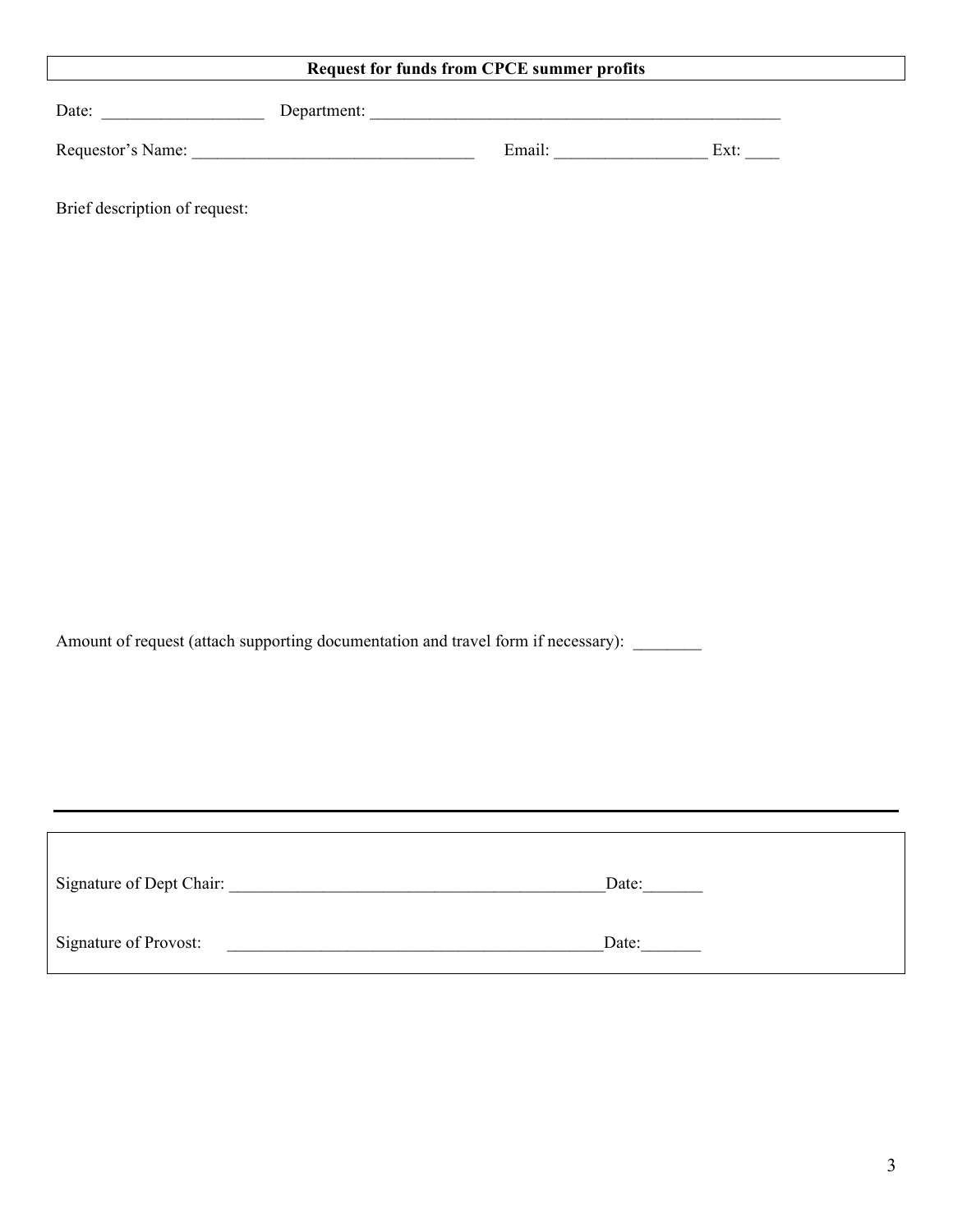**Request for funds from CPCE summer profits**

Date: ___________________ Department: __________________________________________________

Requestor's Name: _________________________________ Email: _________________ Ext: ____

Brief description of request:

Amount of request (attach supporting documentation and travel form if necessary): ________

---

Signature of Dept Chair: ____________________________________________Date:_______

Signature of Provost: ____________________________________________Date:_______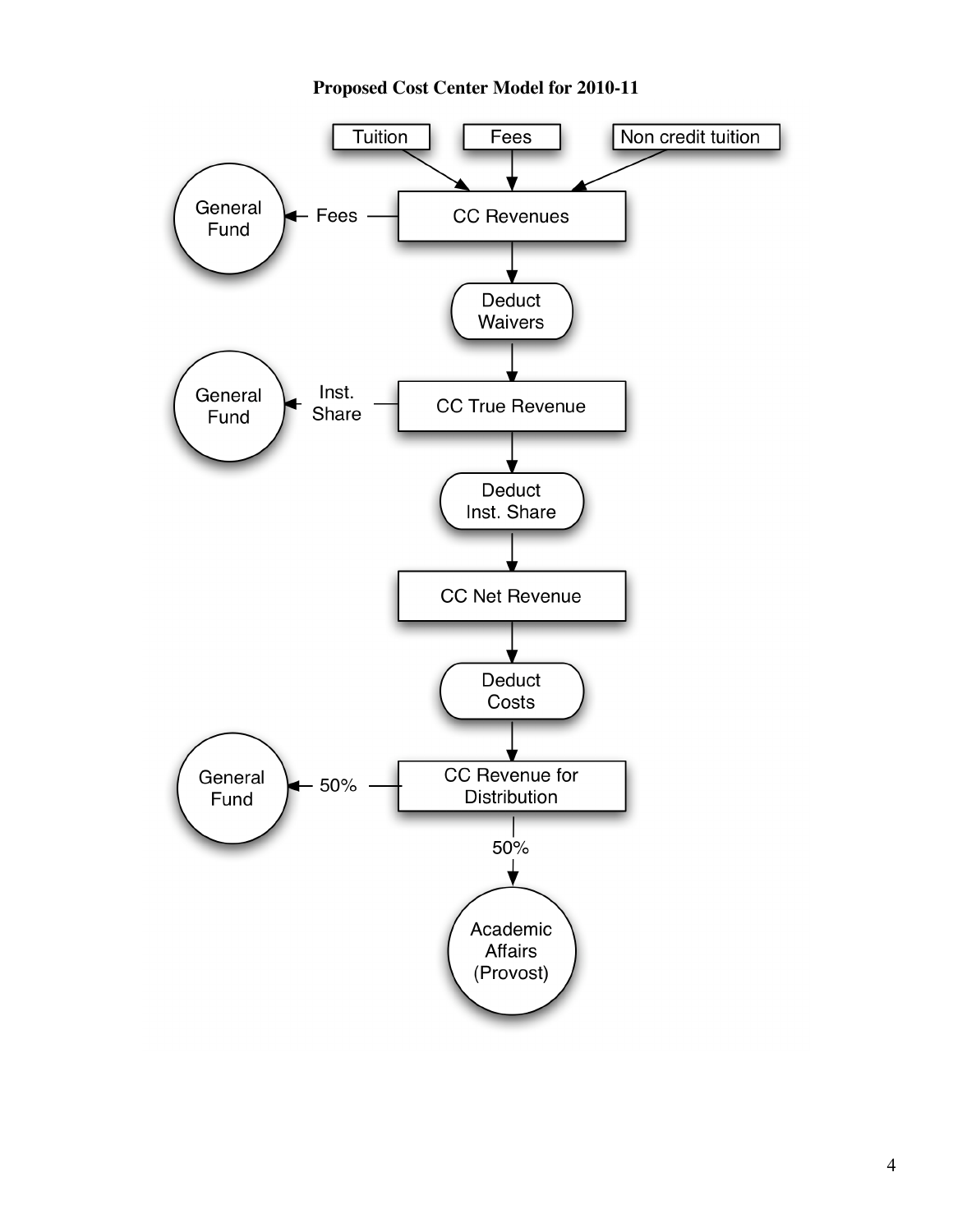**Proposed Cost Center Model for 2010-11**

Tuition → CC Revenues

Fees → CC Revenues

Non credit tuition → CC Revenues

CC Revenues → Fees → General Fund

CC Revenues → Deduct Waivers → CC True Revenue

CC True Revenue → Inst. Share → General Fund

CC True Revenue → Deduct Inst. Share → CC Net Revenue

CC Net Revenue → Deduct Costs → CC Revenue for Distribution

CC Revenue for Distribution → 50% → General Fund

CC Revenue for Distribution → 50% → Academic Affairs (Provost)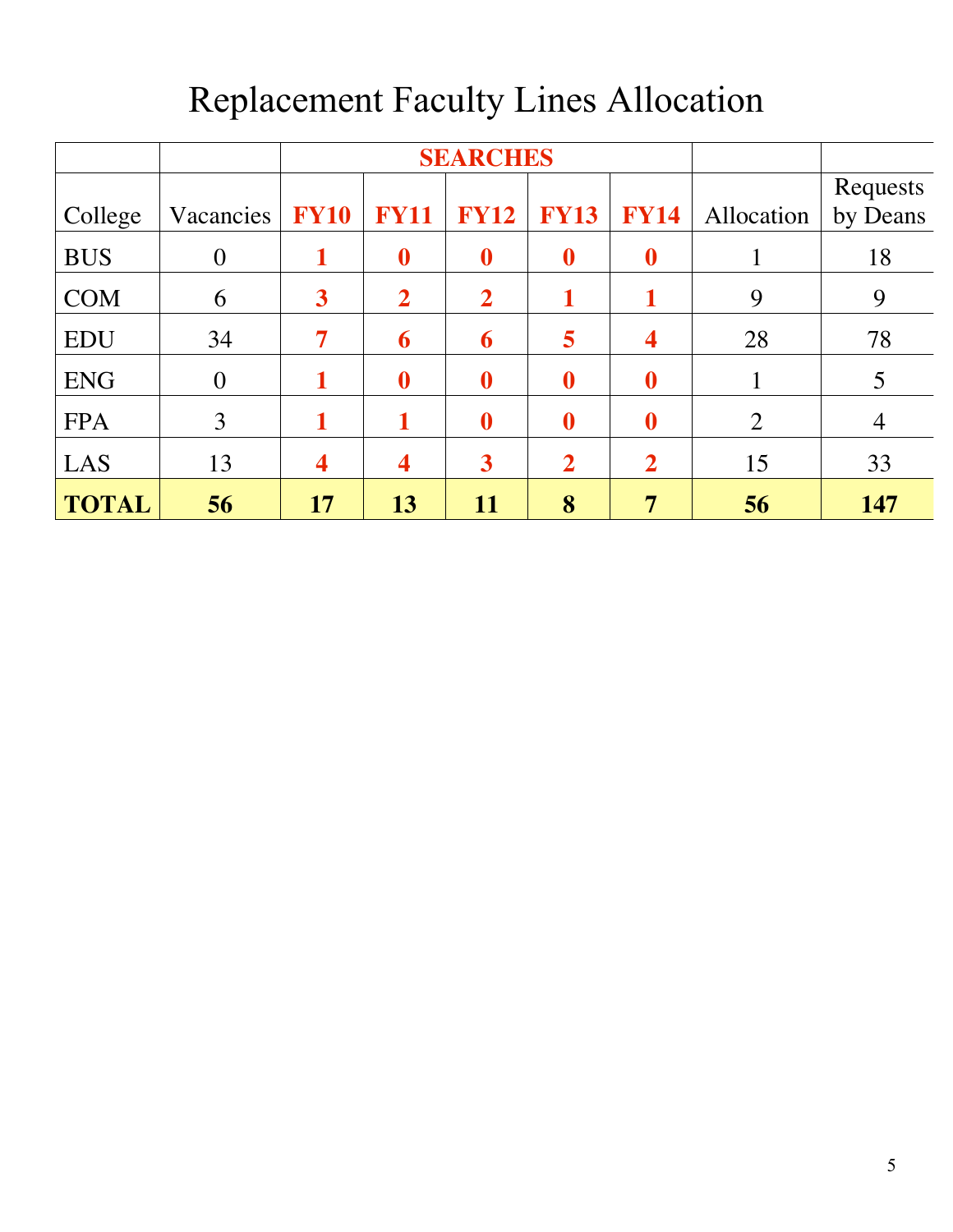# Replacement Faculty Lines Allocation

| | | SEARCHES | | | | | | |
|---|---|---|---|---|---|---|---|---|
| College | Vacancies | **FY10** | **FY11** | **FY12** | **FY13** | **FY14** | Allocation | Requests by Deans |
| BUS | 0 | **1** | **0** | **0** | **0** | **0** | 1 | 18 |
| COM | 6 | **3** | **2** | **2** | **1** | **1** | 9 | 9 |
| EDU | 34 | **7** | **6** | **6** | **5** | **4** | 28 | 78 |
| ENG | 0 | **1** | **0** | **0** | **0** | **0** | 1 | 5 |
| FPA | 3 | **1** | **1** | **0** | **0** | **0** | 2 | 4 |
| LAS | 13 | **4** | **4** | **3** | **2** | **2** | 15 | 33 |
| **TOTAL** | **56** | **17** | **13** | **11** | **8** | **7** | **56** | **147** |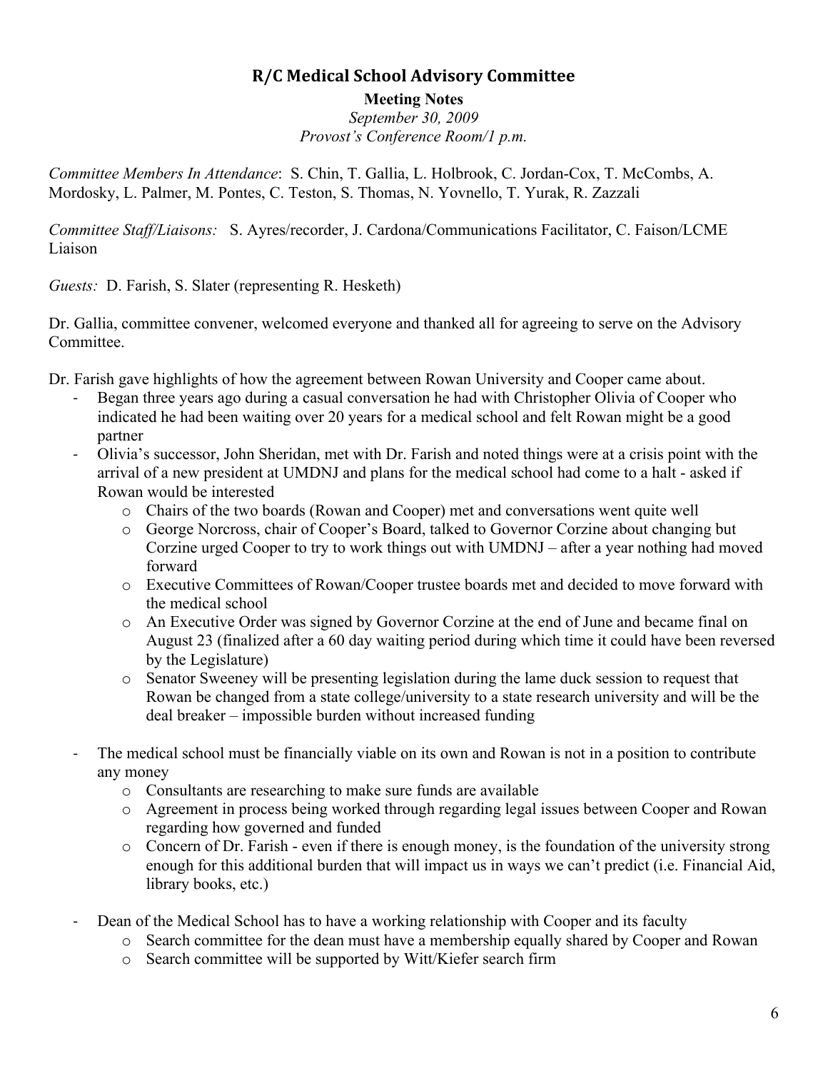## R/C Medical School Advisory Committee

**Meeting Notes**

*September 30, 2009*

*Provost's Conference Room/1 p.m.*

*Committee Members In Attendance*: S. Chin, T. Gallia, L. Holbrook, C. Jordan-Cox, T. McCombs, A. Mordosky, L. Palmer, M. Pontes, C. Teston, S. Thomas, N. Yovnello, T. Yurak, R. Zazzali

*Committee Staff/Liaisons:* S. Ayres/recorder, J. Cardona/Communications Facilitator, C. Faison/LCME Liaison

*Guests:* D. Farish, S. Slater (representing R. Hesketh)

Dr. Gallia, committee convener, welcomed everyone and thanked all for agreeing to serve on the Advisory Committee.

Dr. Farish gave highlights of how the agreement between Rowan University and Cooper came about.

- Began three years ago during a casual conversation he had with Christopher Olivia of Cooper who indicated he had been waiting over 20 years for a medical school and felt Rowan might be a good partner
- Olivia's successor, John Sheridan, met with Dr. Farish and noted things were at a crisis point with the arrival of a new president at UMDNJ and plans for the medical school had come to a halt - asked if Rowan would be interested
  - Chairs of the two boards (Rowan and Cooper) met and conversations went quite well
  - George Norcross, chair of Cooper's Board, talked to Governor Corzine about changing but Corzine urged Cooper to try to work things out with UMDNJ – after a year nothing had moved forward
  - Executive Committees of Rowan/Cooper trustee boards met and decided to move forward with the medical school
  - An Executive Order was signed by Governor Corzine at the end of June and became final on August 23 (finalized after a 60 day waiting period during which time it could have been reversed by the Legislature)
  - Senator Sweeney will be presenting legislation during the lame duck session to request that Rowan be changed from a state college/university to a state research university and will be the deal breaker – impossible burden without increased funding
- The medical school must be financially viable on its own and Rowan is not in a position to contribute any money
  - Consultants are researching to make sure funds are available
  - Agreement in process being worked through regarding legal issues between Cooper and Rowan regarding how governed and funded
  - Concern of Dr. Farish - even if there is enough money, is the foundation of the university strong enough for this additional burden that will impact us in ways we can't predict (i.e. Financial Aid, library books, etc.)
- Dean of the Medical School has to have a working relationship with Cooper and its faculty
  - Search committee for the dean must have a membership equally shared by Cooper and Rowan
  - Search committee will be supported by Witt/Kiefer search firm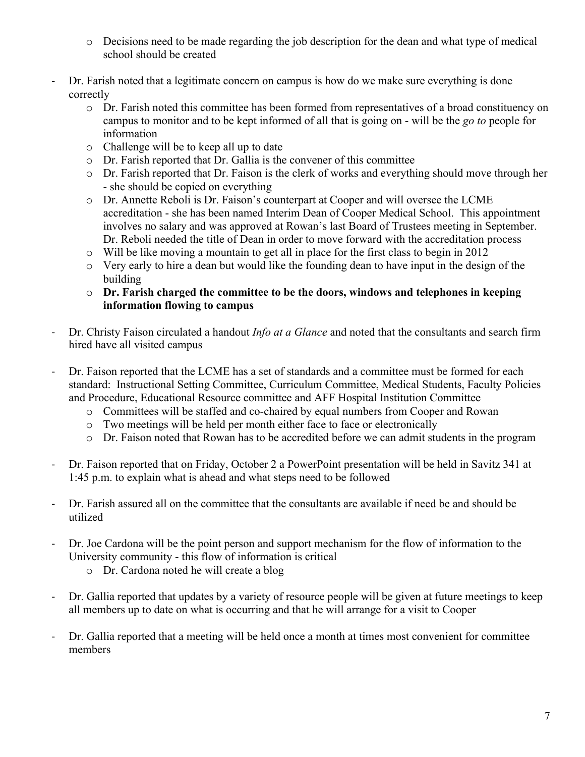- Decisions need to be made regarding the job description for the dean and what type of medical school should be created

- Dr. Farish noted that a legitimate concern on campus is how do we make sure everything is done correctly
  - Dr. Farish noted this committee has been formed from representatives of a broad constituency on campus to monitor and to be kept informed of all that is going on - will be the *go to* people for information
  - Challenge will be to keep all up to date
  - Dr. Farish reported that Dr. Gallia is the convener of this committee
  - Dr. Farish reported that Dr. Faison is the clerk of works and everything should move through her - she should be copied on everything
  - Dr. Annette Reboli is Dr. Faison's counterpart at Cooper and will oversee the LCME accreditation - she has been named Interim Dean of Cooper Medical School. This appointment involves no salary and was approved at Rowan's last Board of Trustees meeting in September. Dr. Reboli needed the title of Dean in order to move forward with the accreditation process
  - Will be like moving a mountain to get all in place for the first class to begin in 2012
  - Very early to hire a dean but would like the founding dean to have input in the design of the building
  - **Dr. Farish charged the committee to be the doors, windows and telephones in keeping information flowing to campus**

- Dr. Christy Faison circulated a handout *Info at a Glance* and noted that the consultants and search firm hired have all visited campus

- Dr. Faison reported that the LCME has a set of standards and a committee must be formed for each standard: Instructional Setting Committee, Curriculum Committee, Medical Students, Faculty Policies and Procedure, Educational Resource committee and AFF Hospital Institution Committee
  - Committees will be staffed and co-chaired by equal numbers from Cooper and Rowan
  - Two meetings will be held per month either face to face or electronically
  - Dr. Faison noted that Rowan has to be accredited before we can admit students in the program

- Dr. Faison reported that on Friday, October 2 a PowerPoint presentation will be held in Savitz 341 at 1:45 p.m. to explain what is ahead and what steps need to be followed

- Dr. Farish assured all on the committee that the consultants are available if need be and should be utilized

- Dr. Joe Cardona will be the point person and support mechanism for the flow of information to the University community - this flow of information is critical
  - Dr. Cardona noted he will create a blog

- Dr. Gallia reported that updates by a variety of resource people will be given at future meetings to keep all members up to date on what is occurring and that he will arrange for a visit to Cooper

- Dr. Gallia reported that a meeting will be held once a month at times most convenient for committee members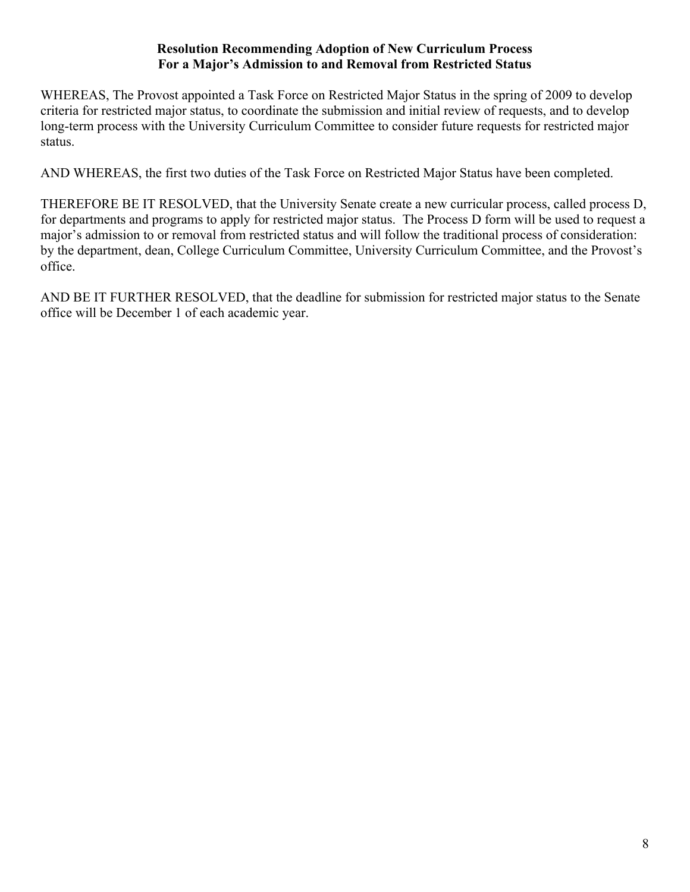**Resolution Recommending Adoption of New Curriculum Process**
**For a Major's Admission to and Removal from Restricted Status**

WHEREAS, The Provost appointed a Task Force on Restricted Major Status in the spring of 2009 to develop criteria for restricted major status, to coordinate the submission and initial review of requests, and to develop long-term process with the University Curriculum Committee to consider future requests for restricted major status.

AND WHEREAS, the first two duties of the Task Force on Restricted Major Status have been completed.

THEREFORE BE IT RESOLVED, that the University Senate create a new curricular process, called process D, for departments and programs to apply for restricted major status. The Process D form will be used to request a major's admission to or removal from restricted status and will follow the traditional process of consideration: by the department, dean, College Curriculum Committee, University Curriculum Committee, and the Provost's office.

AND BE IT FURTHER RESOLVED, that the deadline for submission for restricted major status to the Senate office will be December 1 of each academic year.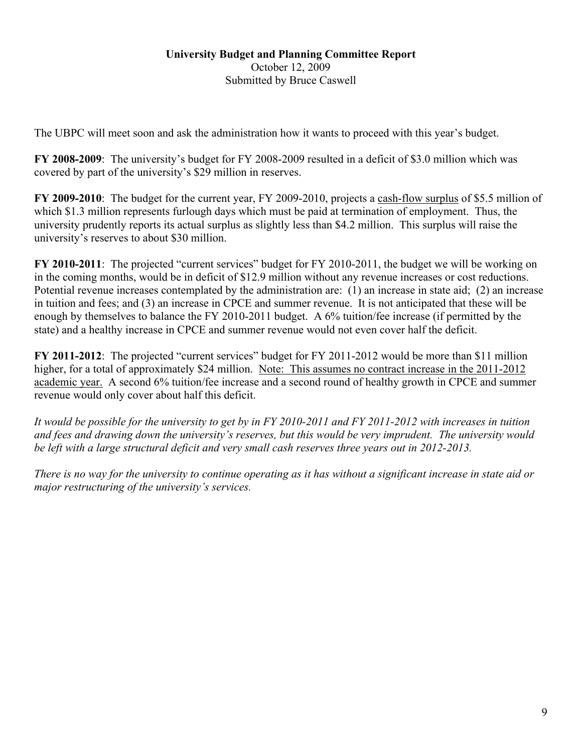**University Budget and Planning Committee Report**

October 12, 2009

Submitted by Bruce Caswell

The UBPC will meet soon and ask the administration how it wants to proceed with this year's budget.

**FY 2008-2009**: The university's budget for FY 2008-2009 resulted in a deficit of \$3.0 million which was covered by part of the university's \$29 million in reserves.

**FY 2009-2010**: The budget for the current year, FY 2009-2010, projects a <u>cash-flow surplus</u> of \$5.5 million of which \$1.3 million represents furlough days which must be paid at termination of employment. Thus, the university prudently reports its actual surplus as slightly less than \$4.2 million. This surplus will raise the university's reserves to about \$30 million.

**FY 2010-2011**: The projected "current services" budget for FY 2010-2011, the budget we will be working on in the coming months, would be in deficit of \$12.9 million without any revenue increases or cost reductions. Potential revenue increases contemplated by the administration are: (1) an increase in state aid; (2) an increase in tuition and fees; and (3) an increase in CPCE and summer revenue. It is not anticipated that these will be enough by themselves to balance the FY 2010-2011 budget. A 6% tuition/fee increase (if permitted by the state) and a healthy increase in CPCE and summer revenue would not even cover half the deficit.

**FY 2011-2012**: The projected "current services" budget for FY 2011-2012 would be more than \$11 million higher, for a total of approximately \$24 million. <u>Note: This assumes no contract increase in the 2011-2012 academic year.</u> A second 6% tuition/fee increase and a second round of healthy growth in CPCE and summer revenue would only cover about half this deficit.

*It would be possible for the university to get by in FY 2010-2011 and FY 2011-2012 with increases in tuition and fees and drawing down the university's reserves, but this would be very imprudent. The university would be left with a large structural deficit and very small cash reserves three years out in 2012-2013.*

*There is no way for the university to continue operating as it has without a significant increase in state aid or major restructuring of the university's services.*